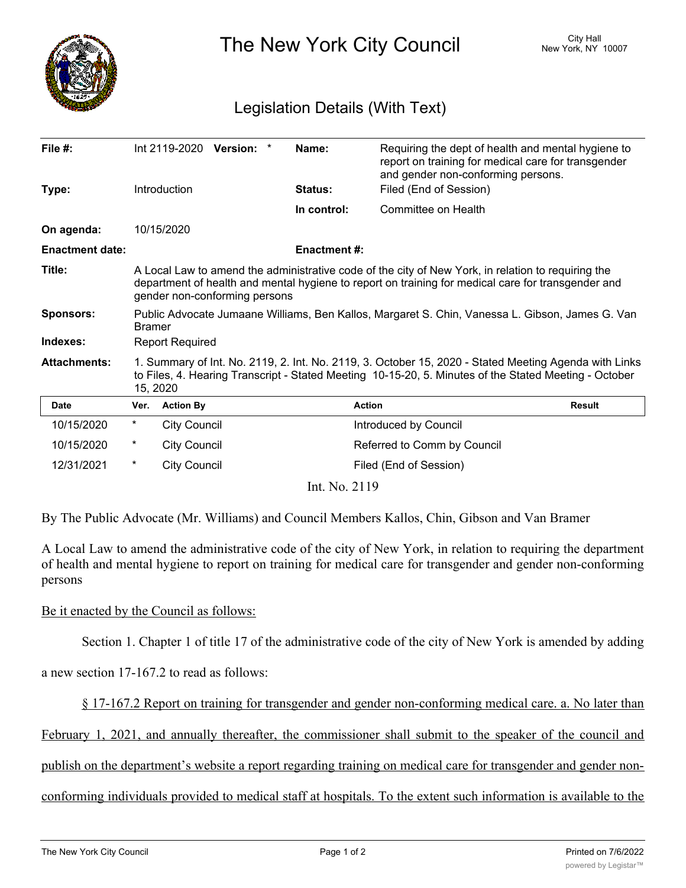# The New York City Council

City Hall
New York, NY 10007

## Legislation Details (With Text)

| | | | |
|---|---|---|---|
| **File #:** | Int 2119-2020 **Version:** * | **Name:** | Requiring the dept of health and mental hygiene to report on training for medical care for transgender and gender non-conforming persons. |
| **Type:** | Introduction | **Status:** | Filed (End of Session) |
| | | **In control:** | Committee on Health |
| **On agenda:** | 10/15/2020 | | |
| **Enactment date:** | | **Enactment #:** | |

**Title:** A Local Law to amend the administrative code of the city of New York, in relation to requiring the department of health and mental hygiene to report on training for medical care for transgender and gender non-conforming persons

**Sponsors:** Public Advocate Jumaane Williams, Ben Kallos, Margaret S. Chin, Vanessa L. Gibson, James G. Van Bramer

**Indexes:** Report Required

**Attachments:** 1. Summary of Int. No. 2119, 2. Int. No. 2119, 3. October 15, 2020 - Stated Meeting Agenda with Links to Files, 4. Hearing Transcript - Stated Meeting 10-15-20, 5. Minutes of the Stated Meeting - October 15, 2020

| Date | Ver. | Action By | Action | Result |
|---|---|---|---|---|
| 10/15/2020 | * | City Council | Introduced by Council | |
| 10/15/2020 | * | City Council | Referred to Comm by Council | |
| 12/31/2021 | * | City Council | Filed (End of Session) | |

Int. No. 2119

By The Public Advocate (Mr. Williams) and Council Members Kallos, Chin, Gibson and Van Bramer

A Local Law to amend the administrative code of the city of New York, in relation to requiring the department of health and mental hygiene to report on training for medical care for transgender and gender non-conforming persons

Be it enacted by the Council as follows:

Section 1. Chapter 1 of title 17 of the administrative code of the city of New York is amended by adding a new section 17-167.2 to read as follows:

§ 17-167.2 Report on training for transgender and gender non-conforming medical care. a. No later than February 1, 2021, and annually thereafter, the commissioner shall submit to the speaker of the council and publish on the department's website a report regarding training on medical care for transgender and gender non-conforming individuals provided to medical staff at hospitals. To the extent such information is available to the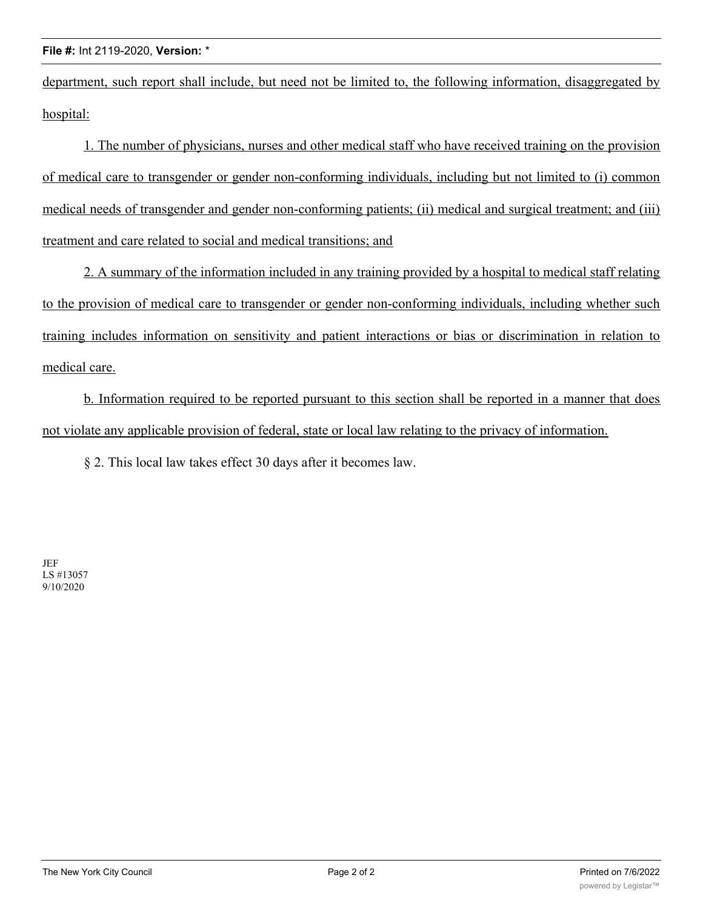department, such report shall include, but need not be limited to, the following information, disaggregated by hospital:

1. The number of physicians, nurses and other medical staff who have received training on the provision of medical care to transgender or gender non-conforming individuals, including but not limited to (i) common medical needs of transgender and gender non-conforming patients; (ii) medical and surgical treatment; and (iii) treatment and care related to social and medical transitions; and

2. A summary of the information included in any training provided by a hospital to medical staff relating to the provision of medical care to transgender or gender non-conforming individuals, including whether such training includes information on sensitivity and patient interactions or bias or discrimination in relation to medical care.

b. Information required to be reported pursuant to this section shall be reported in a manner that does not violate any applicable provision of federal, state or local law relating to the privacy of information.

§ 2. This local law takes effect 30 days after it becomes law.

JEF
LS #13057
9/10/2020